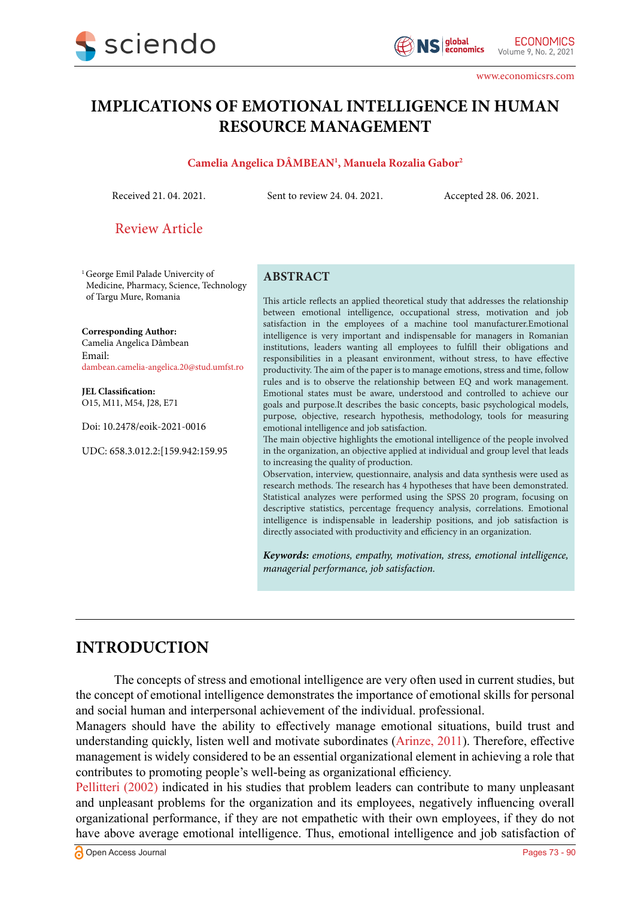**Review Article**

# IMPLICATIONS OF EMOTIONAL INTELLIGENCE IN HUMAN RESOURCE MANAGEMENT

**Camelia Angelica DÂMBEAN[1], Manuela Rozalia Gabor[2]**

Received 21. 04. 2021. Sent to review 24. 04. 2021. Accepted 28. 06. 2021.

[1] George Emil Palade Univercity of Medicine, Pharmacy, Science, Technology of Targu Mure, Romania

**Corresponding Author:**
Camelia Angelica Dâmbean
Email:
dambean.camelia-angelica.20@stud.umfst.ro

**JEL Classification:**
O15, M11, M54, J28, E71

Doi: 10.2478/eoik-2021-0016

UDC: 658.3.012.2:[159.942:159.95

## ABSTRACT

This article reflects an applied theoretical study that addresses the relationship between emotional intelligence, occupational stress, motivation and job satisfaction in the employees of a machine tool manufacturer.Emotional intelligence is very important and indispensable for managers in Romanian institutions, leaders wanting all employees to fulfill their obligations and responsibilities in a pleasant environment, without stress, to have effective productivity. The aim of the paper is to manage emotions, stress and time, follow rules and is to observe the relationship between EQ and work management. Emotional states must be aware, understood and controlled to achieve our goals and purpose.It describes the basic concepts, basic psychological models, purpose, objective, research hypothesis, methodology, tools for measuring emotional intelligence and job satisfaction.
The main objective highlights the emotional intelligence of the people involved in the organization, an objective applied at individual and group level that leads to increasing the quality of production.
Observation, interview, questionnaire, analysis and data synthesis were used as research methods. The research has 4 hypotheses that have been demonstrated. Statistical analyzes were performed using the SPSS 20 program, focusing on descriptive statistics, percentage frequency analysis, correlations. Emotional intelligence is indispensable in leadership positions, and job satisfaction is directly associated with productivity and efficiency in an organization.

***Keywords:*** *emotions, empathy, motivation, stress, emotional intelligence, managerial performance, job satisfaction.*

## INTRODUCTION

The concepts of stress and emotional intelligence are very often used in current studies, but the concept of emotional intelligence demonstrates the importance of emotional skills for personal and social human and interpersonal achievement of the individual. professional.
Managers should have the ability to effectively manage emotional situations, build trust and understanding quickly, listen well and motivate subordinates (Arinze, 2011). Therefore, effective management is widely considered to be an essential organizational element in achieving a role that contributes to promoting people's well-being as organizational efficiency.
Pellitteri (2002) indicated in his studies that problem leaders can contribute to many unpleasant and unpleasant problems for the organization and its employees, negatively influencing overall organizational performance, if they are not empathetic with their own employees, if they do not have above average emotional intelligence. Thus, emotional intelligence and job satisfaction of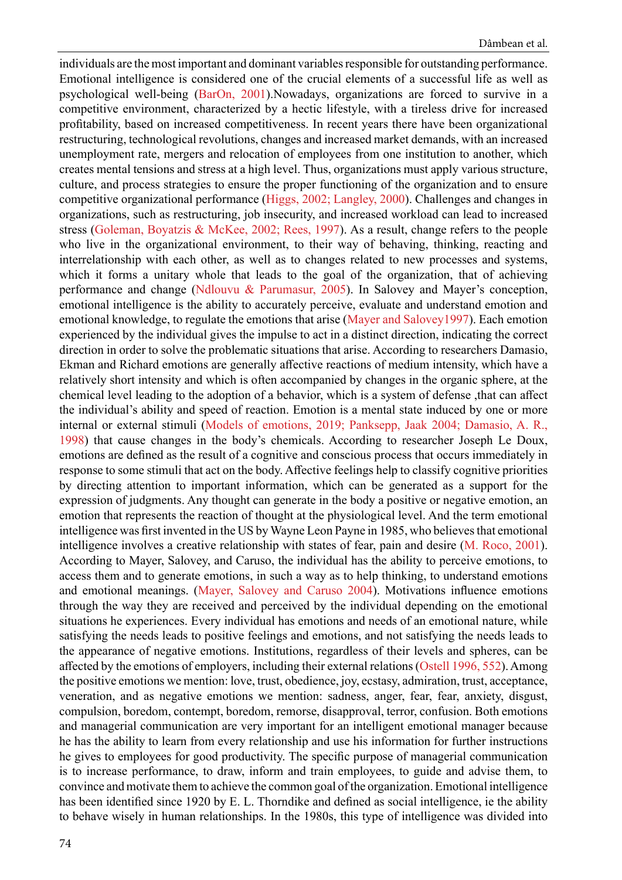individuals are the most important and dominant variables responsible for outstanding performance. Emotional intelligence is considered one of the crucial elements of a successful life as well as psychological well-being (BarOn, 2001).Nowadays, organizations are forced to survive in a competitive environment, characterized by a hectic lifestyle, with a tireless drive for increased profitability, based on increased competitiveness. In recent years there have been organizational restructuring, technological revolutions, changes and increased market demands, with an increased unemployment rate, mergers and relocation of employees from one institution to another, which creates mental tensions and stress at a high level. Thus, organizations must apply various structure, culture, and process strategies to ensure the proper functioning of the organization and to ensure competitive organizational performance (Higgs, 2002; Langley, 2000). Challenges and changes in organizations, such as restructuring, job insecurity, and increased workload can lead to increased stress (Goleman, Boyatzis & McKee, 2002; Rees, 1997). As a result, change refers to the people who live in the organizational environment, to their way of behaving, thinking, reacting and interrelationship with each other, as well as to changes related to new processes and systems, which it forms a unitary whole that leads to the goal of the organization, that of achieving performance and change (Ndlouvu & Parumasur, 2005). In Salovey and Mayer's conception, emotional intelligence is the ability to accurately perceive, evaluate and understand emotion and emotional knowledge, to regulate the emotions that arise (Mayer and Salovey1997). Each emotion experienced by the individual gives the impulse to act in a distinct direction, indicating the correct direction in order to solve the problematic situations that arise. According to researchers Damasio, Ekman and Richard emotions are generally affective reactions of medium intensity, which have a relatively short intensity and which is often accompanied by changes in the organic sphere, at the chemical level leading to the adoption of a behavior, which is a system of defense ,that can affect the individual's ability and speed of reaction. Emotion is a mental state induced by one or more internal or external stimuli (Models of emotions, 2019; Panksepp, Jaak 2004; Damasio, A. R., 1998) that cause changes in the body's chemicals. According to researcher Joseph Le Doux, emotions are defined as the result of a cognitive and conscious process that occurs immediately in response to some stimuli that act on the body. Affective feelings help to classify cognitive priorities by directing attention to important information, which can be generated as a support for the expression of judgments. Any thought can generate in the body a positive or negative emotion, an emotion that represents the reaction of thought at the physiological level. And the term emotional intelligence was first invented in the US by Wayne Leon Payne in 1985, who believes that emotional intelligence involves a creative relationship with states of fear, pain and desire (M. Roco, 2001). According to Mayer, Salovey, and Caruso, the individual has the ability to perceive emotions, to access them and to generate emotions, in such a way as to help thinking, to understand emotions and emotional meanings. (Mayer, Salovey and Caruso 2004). Motivations influence emotions through the way they are received and perceived by the individual depending on the emotional situations he experiences. Every individual has emotions and needs of an emotional nature, while satisfying the needs leads to positive feelings and emotions, and not satisfying the needs leads to the appearance of negative emotions. Institutions, regardless of their levels and spheres, can be affected by the emotions of employers, including their external relations (Ostell 1996, 552). Among the positive emotions we mention: love, trust, obedience, joy, ecstasy, admiration, trust, acceptance, veneration, and as negative emotions we mention: sadness, anger, fear, fear, anxiety, disgust, compulsion, boredom, contempt, boredom, remorse, disapproval, terror, confusion. Both emotions and managerial communication are very important for an intelligent emotional manager because he has the ability to learn from every relationship and use his information for further instructions he gives to employees for good productivity. The specific purpose of managerial communication is to increase performance, to draw, inform and train employees, to guide and advise them, to convince and motivate them to achieve the common goal of the organization. Emotional intelligence has been identified since 1920 by E. L. Thorndike and defined as social intelligence, ie the ability to behave wisely in human relationships. In the 1980s, this type of intelligence was divided into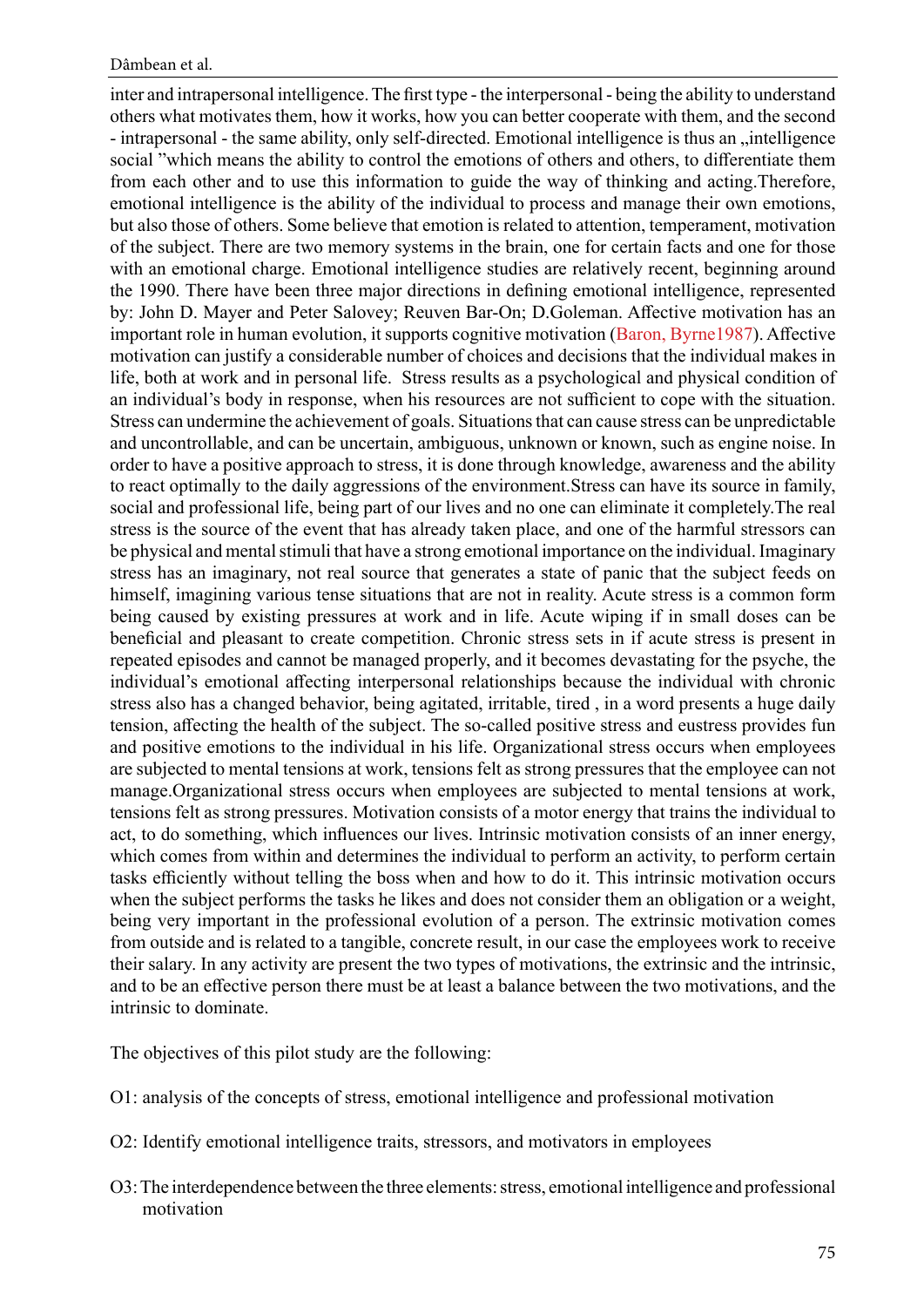inter and intrapersonal intelligence. The first type - the interpersonal - being the ability to understand others what motivates them, how it works, how you can better cooperate with them, and the second - intrapersonal - the same ability, only self-directed. Emotional intelligence is thus an „intelligence social "which means the ability to control the emotions of others and others, to differentiate them from each other and to use this information to guide the way of thinking and acting.Therefore, emotional intelligence is the ability of the individual to process and manage their own emotions, but also those of others. Some believe that emotion is related to attention, temperament, motivation of the subject. There are two memory systems in the brain, one for certain facts and one for those with an emotional charge. Emotional intelligence studies are relatively recent, beginning around the 1990. There have been three major directions in defining emotional intelligence, represented by: John D. Mayer and Peter Salovey; Reuven Bar-On; D.Goleman. Affective motivation has an important role in human evolution, it supports cognitive motivation (Baron, Byrne1987). Affective motivation can justify a considerable number of choices and decisions that the individual makes in life, both at work and in personal life. Stress results as a psychological and physical condition of an individual's body in response, when his resources are not sufficient to cope with the situation. Stress can undermine the achievement of goals. Situations that can cause stress can be unpredictable and uncontrollable, and can be uncertain, ambiguous, unknown or known, such as engine noise. In order to have a positive approach to stress, it is done through knowledge, awareness and the ability to react optimally to the daily aggressions of the environment.Stress can have its source in family, social and professional life, being part of our lives and no one can eliminate it completely.The real stress is the source of the event that has already taken place, and one of the harmful stressors can be physical and mental stimuli that have a strong emotional importance on the individual. Imaginary stress has an imaginary, not real source that generates a state of panic that the subject feeds on himself, imagining various tense situations that are not in reality. Acute stress is a common form being caused by existing pressures at work and in life. Acute wiping if in small doses can be beneficial and pleasant to create competition. Chronic stress sets in if acute stress is present in repeated episodes and cannot be managed properly, and it becomes devastating for the psyche, the individual's emotional affecting interpersonal relationships because the individual with chronic stress also has a changed behavior, being agitated, irritable, tired , in a word presents a huge daily tension, affecting the health of the subject. The so-called positive stress and eustress provides fun and positive emotions to the individual in his life. Organizational stress occurs when employees are subjected to mental tensions at work, tensions felt as strong pressures that the employee can not manage.Organizational stress occurs when employees are subjected to mental tensions at work, tensions felt as strong pressures. Motivation consists of a motor energy that trains the individual to act, to do something, which influences our lives. Intrinsic motivation consists of an inner energy, which comes from within and determines the individual to perform an activity, to perform certain tasks efficiently without telling the boss when and how to do it. This intrinsic motivation occurs when the subject performs the tasks he likes and does not consider them an obligation or a weight, being very important in the professional evolution of a person. The extrinsic motivation comes from outside and is related to a tangible, concrete result, in our case the employees work to receive their salary. In any activity are present the two types of motivations, the extrinsic and the intrinsic, and to be an effective person there must be at least a balance between the two motivations, and the intrinsic to dominate.

The objectives of this pilot study are the following:

O1: analysis of the concepts of stress, emotional intelligence and professional motivation

O2: Identify emotional intelligence traits, stressors, and motivators in employees

O3: The interdependence between the three elements: stress, emotional intelligence and professional motivation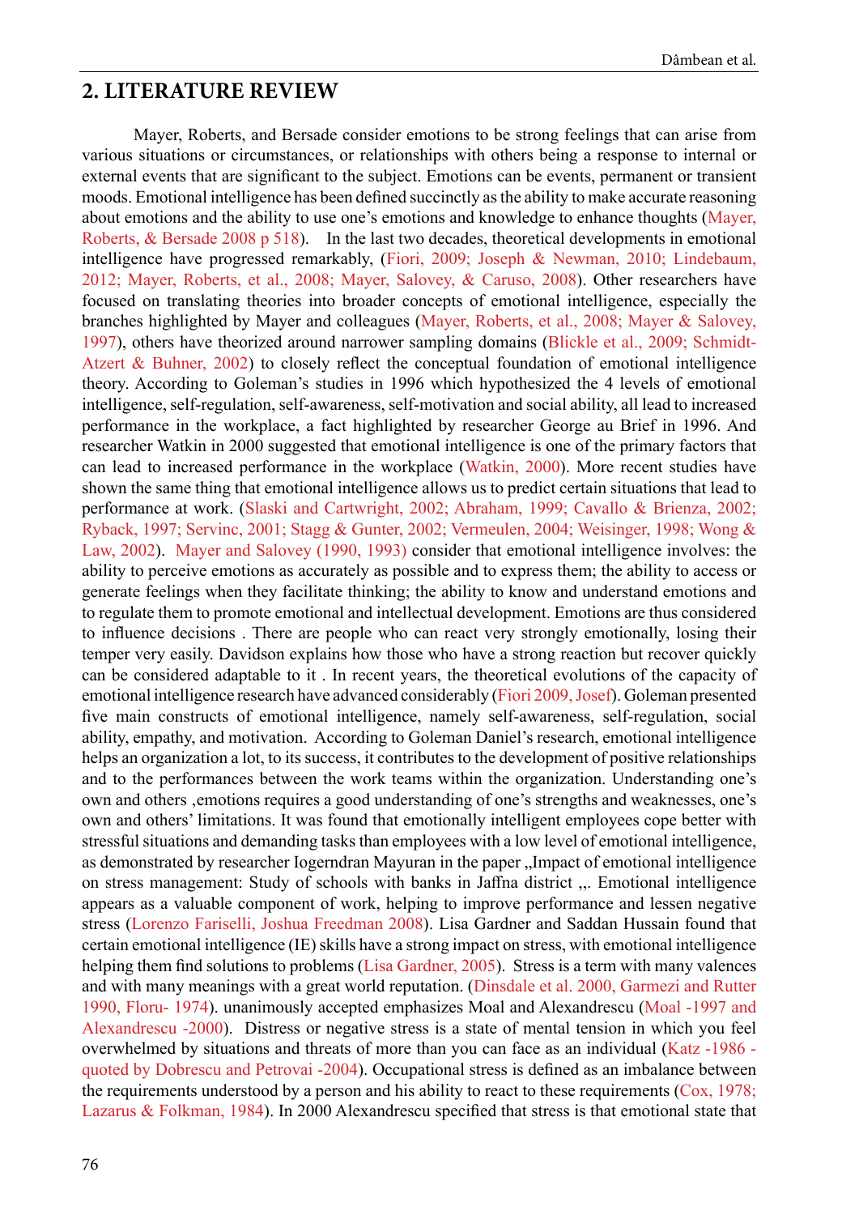## 2. LITERATURE REVIEW

Mayer, Roberts, and Bersade consider emotions to be strong feelings that can arise from various situations or circumstances, or relationships with others being a response to internal or external events that are significant to the subject. Emotions can be events, permanent or transient moods. Emotional intelligence has been defined succinctly as the ability to make accurate reasoning about emotions and the ability to use one's emotions and knowledge to enhance thoughts (Mayer, Roberts, & Bersade 2008 p 518). In the last two decades, theoretical developments in emotional intelligence have progressed remarkably, (Fiori, 2009; Joseph & Newman, 2010; Lindebaum, 2012; Mayer, Roberts, et al., 2008; Mayer, Salovey, & Caruso, 2008). Other researchers have focused on translating theories into broader concepts of emotional intelligence, especially the branches highlighted by Mayer and colleagues (Mayer, Roberts, et al., 2008; Mayer & Salovey, 1997), others have theorized around narrower sampling domains (Blickle et al., 2009; Schmidt-Atzert & Buhner, 2002) to closely reflect the conceptual foundation of emotional intelligence theory. According to Goleman's studies in 1996 which hypothesized the 4 levels of emotional intelligence, self-regulation, self-awareness, self-motivation and social ability, all lead to increased performance in the workplace, a fact highlighted by researcher George au Brief in 1996. And researcher Watkin in 2000 suggested that emotional intelligence is one of the primary factors that can lead to increased performance in the workplace (Watkin, 2000). More recent studies have shown the same thing that emotional intelligence allows us to predict certain situations that lead to performance at work. (Slaski and Cartwright, 2002; Abraham, 1999; Cavallo & Brienza, 2002; Ryback, 1997; Servinc, 2001; Stagg & Gunter, 2002; Vermeulen, 2004; Weisinger, 1998; Wong & Law, 2002). Mayer and Salovey (1990, 1993) consider that emotional intelligence involves: the ability to perceive emotions as accurately as possible and to express them; the ability to access or generate feelings when they facilitate thinking; the ability to know and understand emotions and to regulate them to promote emotional and intellectual development. Emotions are thus considered to influence decisions . There are people who can react very strongly emotionally, losing their temper very easily. Davidson explains how those who have a strong reaction but recover quickly can be considered adaptable to it . In recent years, the theoretical evolutions of the capacity of emotional intelligence research have advanced considerably (Fiori 2009, Josef). Goleman presented five main constructs of emotional intelligence, namely self-awareness, self-regulation, social ability, empathy, and motivation. According to Goleman Daniel's research, emotional intelligence helps an organization a lot, to its success, it contributes to the development of positive relationships and to the performances between the work teams within the organization. Understanding one's own and others ,emotions requires a good understanding of one's strengths and weaknesses, one's own and others' limitations. It was found that emotionally intelligent employees cope better with stressful situations and demanding tasks than employees with a low level of emotional intelligence, as demonstrated by researcher Iogerndran Mayuran in the paper „Impact of emotional intelligence on stress management: Study of schools with banks in Jaffna district ,,. Emotional intelligence appears as a valuable component of work, helping to improve performance and lessen negative stress (Lorenzo Fariselli, Joshua Freedman 2008). Lisa Gardner and Saddan Hussain found that certain emotional intelligence (IE) skills have a strong impact on stress, with emotional intelligence helping them find solutions to problems (Lisa Gardner, 2005). Stress is a term with many valences and with many meanings with a great world reputation. (Dinsdale et al. 2000, Garmezi and Rutter 1990, Floru- 1974). unanimously accepted emphasizes Moal and Alexandrescu (Moal -1997 and Alexandrescu -2000). Distress or negative stress is a state of mental tension in which you feel overwhelmed by situations and threats of more than you can face as an individual (Katz -1986 - quoted by Dobrescu and Petrovai -2004). Occupational stress is defined as an imbalance between the requirements understood by a person and his ability to react to these requirements (Cox, 1978; Lazarus & Folkman, 1984). In 2000 Alexandrescu specified that stress is that emotional state that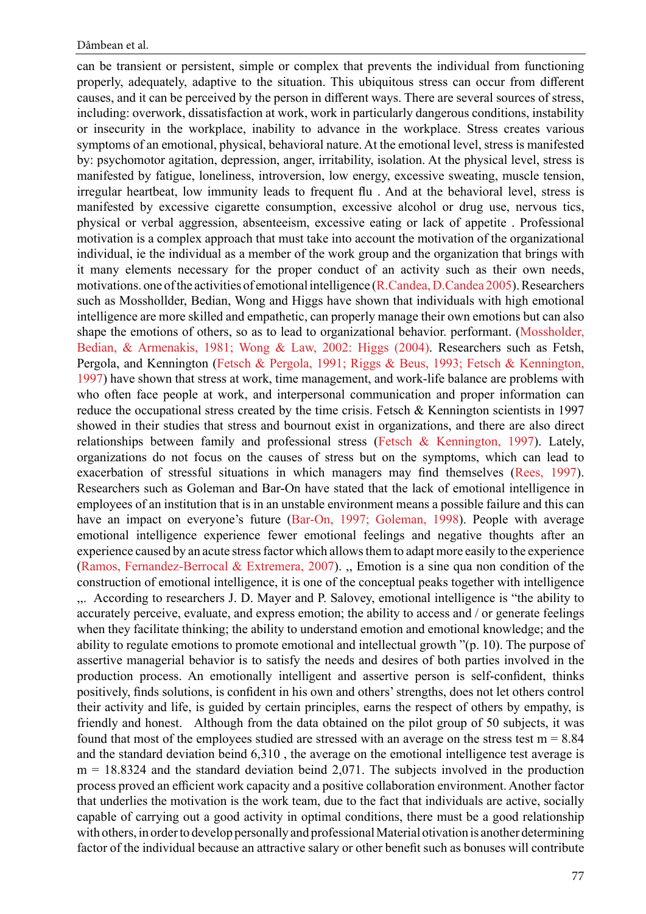can be transient or persistent, simple or complex that prevents the individual from functioning properly, adequately, adaptive to the situation. This ubiquitous stress can occur from different causes, and it can be perceived by the person in different ways. There are several sources of stress, including: overwork, dissatisfaction at work, work in particularly dangerous conditions, instability or insecurity in the workplace, inability to advance in the workplace. Stress creates various symptoms of an emotional, physical, behavioral nature. At the emotional level, stress is manifested by: psychomotor agitation, depression, anger, irritability, isolation. At the physical level, stress is manifested by fatigue, loneliness, introversion, low energy, excessive sweating, muscle tension, irregular heartbeat, low immunity leads to frequent flu . And at the behavioral level, stress is manifested by excessive cigarette consumption, excessive alcohol or drug use, nervous tics, physical or verbal aggression, absenteeism, excessive eating or lack of appetite . Professional motivation is a complex approach that must take into account the motivation of the organizational individual, ie the individual as a member of the work group and the organization that brings with it many elements necessary for the proper conduct of an activity such as their own needs, motivations. one of the activities of emotional intelligence (R.Candea, D.Candea 2005). Researchers such as Mosshollder, Bedian, Wong and Higgs have shown that individuals with high emotional intelligence are more skilled and empathetic, can properly manage their own emotions but can also shape the emotions of others, so as to lead to organizational behavior. performant. (Mossholder, Bedian, & Armenakis, 1981; Wong & Law, 2002: Higgs (2004). Researchers such as Fetsh, Pergola, and Kennington (Fetsch & Pergola, 1991; Riggs & Beus, 1993; Fetsch & Kennington, 1997) have shown that stress at work, time management, and work-life balance are problems with who often face people at work, and interpersonal communication and proper information can reduce the occupational stress created by the time crisis. Fetsch & Kennington scientists in 1997 showed in their studies that stress and bournout exist in organizations, and there are also direct relationships between family and professional stress (Fetsch & Kennington, 1997). Lately, organizations do not focus on the causes of stress but on the symptoms, which can lead to exacerbation of stressful situations in which managers may find themselves (Rees, 1997). Researchers such as Goleman and Bar-On have stated that the lack of emotional intelligence in employees of an institution that is in an unstable environment means a possible failure and this can have an impact on everyone's future (Bar-On, 1997; Goleman, 1998). People with average emotional intelligence experience fewer emotional feelings and negative thoughts after an experience caused by an acute stress factor which allows them to adapt more easily to the experience (Ramos, Fernandez-Berrocal & Extremera, 2007). ,, Emotion is a sine qua non condition of the construction of emotional intelligence, it is one of the conceptual peaks together with intelligence ,,. According to researchers J. D. Mayer and P. Salovey, emotional intelligence is "the ability to accurately perceive, evaluate, and express emotion; the ability to access and / or generate feelings when they facilitate thinking; the ability to understand emotion and emotional knowledge; and the ability to regulate emotions to promote emotional and intellectual growth "(p. 10). The purpose of assertive managerial behavior is to satisfy the needs and desires of both parties involved in the production process. An emotionally intelligent and assertive person is self-confident, thinks positively, finds solutions, is confident in his own and others' strengths, does not let others control their activity and life, is guided by certain principles, earns the respect of others by empathy, is friendly and honest. Although from the data obtained on the pilot group of 50 subjects, it was found that most of the employees studied are stressed with an average on the stress test m = 8.84 and the standard deviation beind 6,310 , the average on the emotional intelligence test average is m = 18.8324 and the standard deviation beind 2,071. The subjects involved in the production process proved an efficient work capacity and a positive collaboration environment. Another factor that underlies the motivation is the work team, due to the fact that individuals are active, socially capable of carrying out a good activity in optimal conditions, there must be a good relationship with others, in order to develop personally and professional Material otivation is another determining factor of the individual because an attractive salary or other benefit such as bonuses will contribute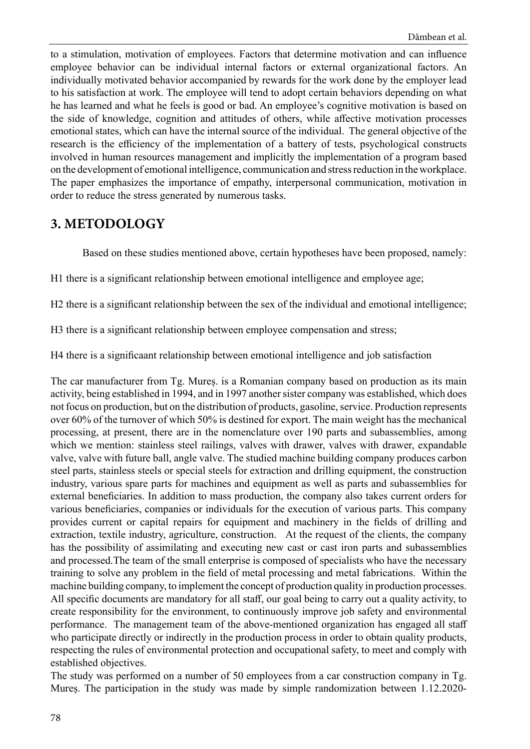to a stimulation, motivation of employees. Factors that determine motivation and can influence employee behavior can be individual internal factors or external organizational factors. An individually motivated behavior accompanied by rewards for the work done by the employer lead to his satisfaction at work. The employee will tend to adopt certain behaviors depending on what he has learned and what he feels is good or bad. An employee's cognitive motivation is based on the side of knowledge, cognition and attitudes of others, while affective motivation processes emotional states, which can have the internal source of the individual. The general objective of the research is the efficiency of the implementation of a battery of tests, psychological constructs involved in human resources management and implicitly the implementation of a program based on the development of emotional intelligence, communication and stress reduction in the workplace. The paper emphasizes the importance of empathy, interpersonal communication, motivation in order to reduce the stress generated by numerous tasks.

## 3. METODOLOGY

Based on these studies mentioned above, certain hypotheses have been proposed, namely:

H1 there is a significant relationship between emotional intelligence and employee age;

H2 there is a significant relationship between the sex of the individual and emotional intelligence;

H3 there is a significant relationship between employee compensation and stress;

H4 there is a significaant relationship between emotional intelligence and job satisfaction

The car manufacturer from Tg. Mureș. is a Romanian company based on production as its main activity, being established in 1994, and in 1997 another sister company was established, which does not focus on production, but on the distribution of products, gasoline, service. Production represents over 60% of the turnover of which 50% is destined for export. The main weight has the mechanical processing, at present, there are in the nomenclature over 190 parts and subassemblies, among which we mention: stainless steel railings, valves with drawer, valves with drawer, expandable valve, valve with future ball, angle valve. The studied machine building company produces carbon steel parts, stainless steels or special steels for extraction and drilling equipment, the construction industry, various spare parts for machines and equipment as well as parts and subassemblies for external beneficiaries. In addition to mass production, the company also takes current orders for various beneficiaries, companies or individuals for the execution of various parts. This company provides current or capital repairs for equipment and machinery in the fields of drilling and extraction, textile industry, agriculture, construction. At the request of the clients, the company has the possibility of assimilating and executing new cast or cast iron parts and subassemblies and processed.The team of the small enterprise is composed of specialists who have the necessary training to solve any problem in the field of metal processing and metal fabrications. Within the machine building company, to implement the concept of production quality in production processes. All specific documents are mandatory for all staff, our goal being to carry out a quality activity, to create responsibility for the environment, to continuously improve job safety and environmental performance. The management team of the above-mentioned organization has engaged all staff who participate directly or indirectly in the production process in order to obtain quality products, respecting the rules of environmental protection and occupational safety, to meet and comply with established objectives.

The study was performed on a number of 50 employees from a car construction company in Tg. Mureș. The participation in the study was made by simple randomization between 1.12.2020-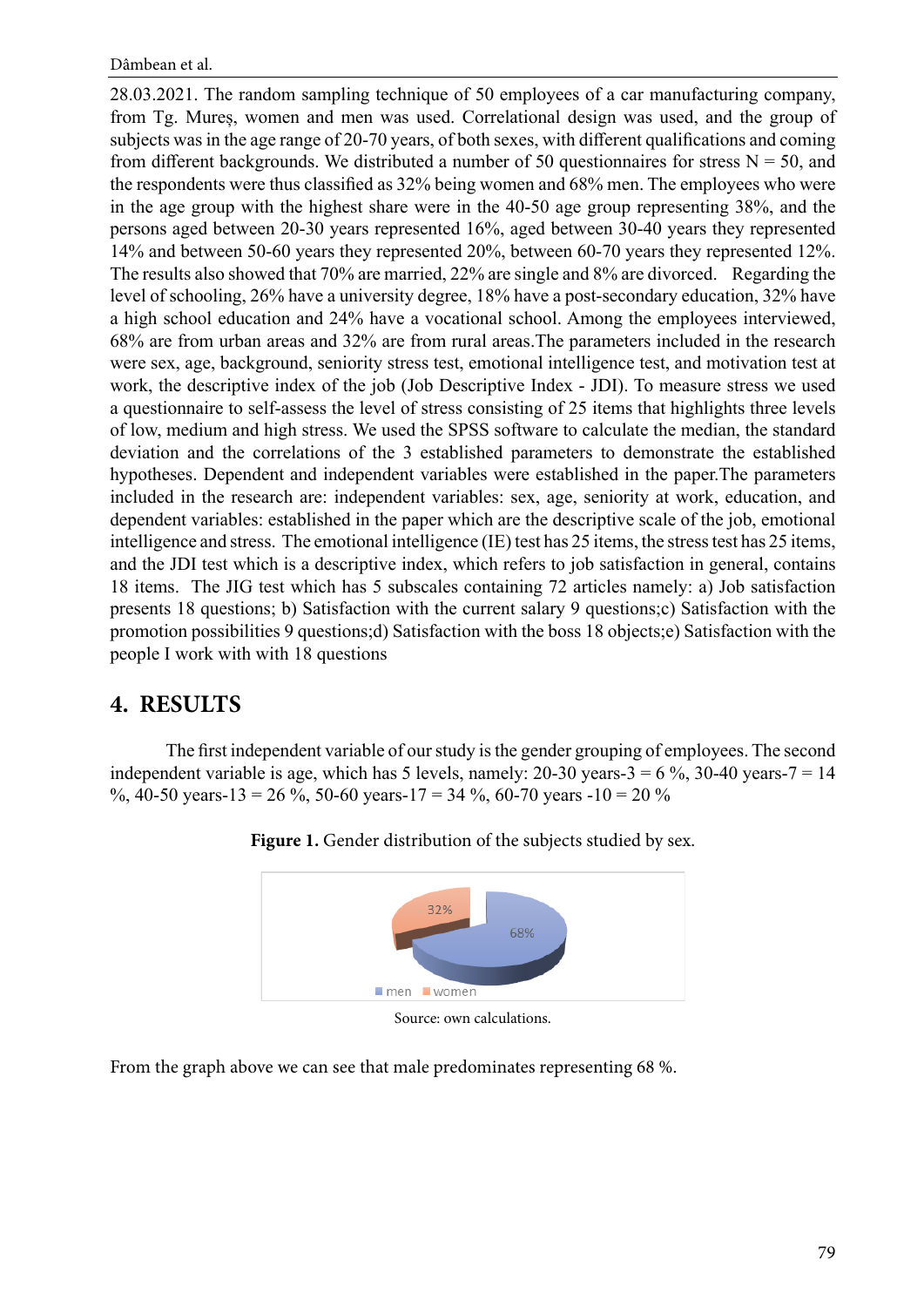28.03.2021. The random sampling technique of 50 employees of a car manufacturing company, from Tg. Mureș, women and men was used. Correlational design was used, and the group of subjects was in the age range of 20-70 years, of both sexes, with different qualifications and coming from different backgrounds. We distributed a number of 50 questionnaires for stress N = 50, and the respondents were thus classified as 32% being women and 68% men. The employees who were in the age group with the highest share were in the 40-50 age group representing 38%, and the persons aged between 20-30 years represented 16%, aged between 30-40 years they represented 14% and between 50-60 years they represented 20%, between 60-70 years they represented 12%. The results also showed that 70% are married, 22% are single and 8% are divorced. Regarding the level of schooling, 26% have a university degree, 18% have a post-secondary education, 32% have a high school education and 24% have a vocational school. Among the employees interviewed, 68% are from urban areas and 32% are from rural areas.The parameters included in the research were sex, age, background, seniority stress test, emotional intelligence test, and motivation test at work, the descriptive index of the job (Job Descriptive Index - JDI). To measure stress we used a questionnaire to self-assess the level of stress consisting of 25 items that highlights three levels of low, medium and high stress. We used the SPSS software to calculate the median, the standard deviation and the correlations of the 3 established parameters to demonstrate the established hypotheses. Dependent and independent variables were established in the paper.The parameters included in the research are: independent variables: sex, age, seniority at work, education, and dependent variables: established in the paper which are the descriptive scale of the job, emotional intelligence and stress. The emotional intelligence (IE) test has 25 items, the stress test has 25 items, and the JDI test which is a descriptive index, which refers to job satisfaction in general, contains 18 items. The JIG test which has 5 subscales containing 72 articles namely: a) Job satisfaction presents 18 questions; b) Satisfaction with the current salary 9 questions;c) Satisfaction with the promotion possibilities 9 questions;d) Satisfaction with the boss 18 objects;e) Satisfaction with the people I work with with 18 questions

## 4. RESULTS

The first independent variable of our study is the gender grouping of employees. The second independent variable is age, which has 5 levels, namely: 20-30 years-3 = 6 %, 30-40 years-7 = 14 %, 40-50 years-13 = 26 %, 50-60 years-17 = 34 %, 60-70 years -10 = 20 %

**Figure 1.** Gender distribution of the subjects studied by sex.

Source: own calculations.

From the graph above we can see that male predominates representing 68 %.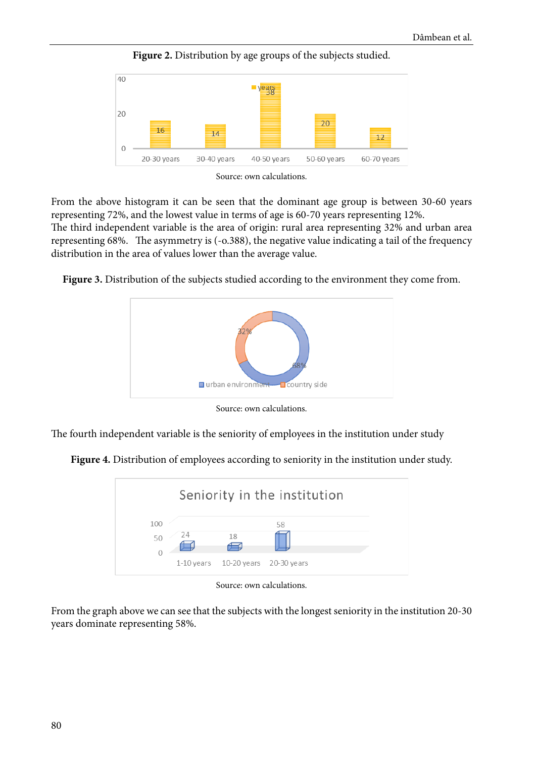**Figure 2.** Distribution by age groups of the subjects studied.

Source: own calculations.

From the above histogram it can be seen that the dominant age group is between 30-60 years representing 72%, and the lowest value in terms of age is 60-70 years representing 12%.
The third independent variable is the area of origin: rural area representing 32% and urban area representing 68%. The asymmetry is (-o.388), the negative value indicating a tail of the frequency distribution in the area of values lower than the average value.

**Figure 3.** Distribution of the subjects studied according to the environment they come from.

Source: own calculations.

The fourth independent variable is the seniority of employees in the institution under study

**Figure 4.** Distribution of employees according to seniority in the institution under study.

Source: own calculations.

From the graph above we can see that the subjects with the longest seniority in the institution 20-30 years dominate representing 58%.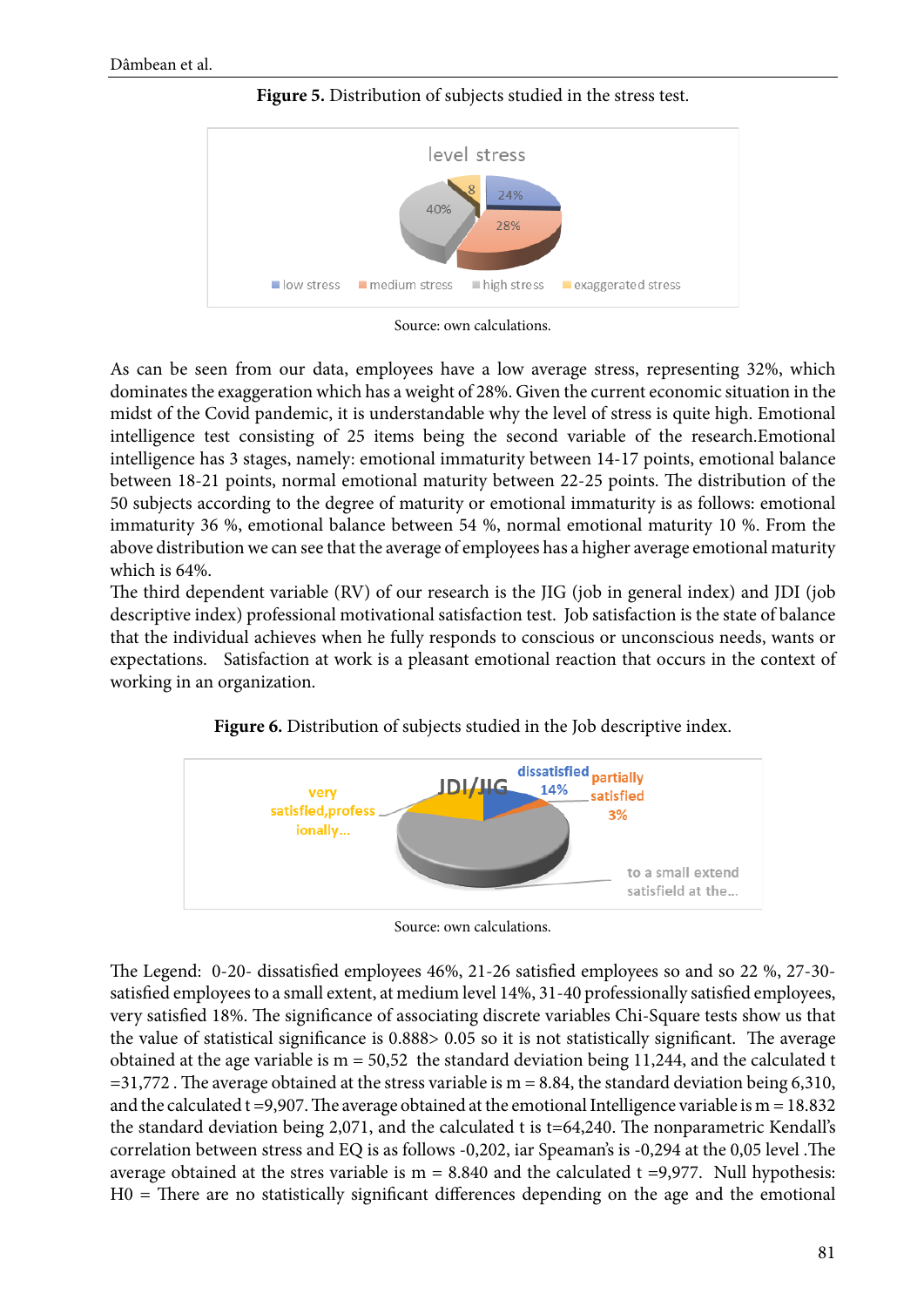**Figure 5.** Distribution of subjects studied in the stress test.

Source: own calculations.

As can be seen from our data, employees have a low average stress, representing 32%, which dominates the exaggeration which has a weight of 28%. Given the current economic situation in the midst of the Covid pandemic, it is understandable why the level of stress is quite high. Emotional intelligence test consisting of 25 items being the second variable of the research.Emotional intelligence has 3 stages, namely: emotional immaturity between 14-17 points, emotional balance between 18-21 points, normal emotional maturity between 22-25 points. The distribution of the 50 subjects according to the degree of maturity or emotional immaturity is as follows: emotional immaturity 36 %, emotional balance between 54 %, normal emotional maturity 10 %. From the above distribution we can see that the average of employees has a higher average emotional maturity which is 64%.

The third dependent variable (RV) of our research is the JIG (job in general index) and JDI (job descriptive index) professional motivational satisfaction test. Job satisfaction is the state of balance that the individual achieves when he fully responds to conscious or unconscious needs, wants or expectations. Satisfaction at work is a pleasant emotional reaction that occurs in the context of working in an organization.

**Figure 6.** Distribution of subjects studied in the Job descriptive index.

Source: own calculations.

The Legend: 0-20- dissatisfied employees 46%, 21-26 satisfied employees so and so 22 %, 27-30-satisfied employees to a small extent, at medium level 14%, 31-40 professionally satisfied employees, very satisfied 18%. The significance of associating discrete variables Chi-Square tests show us that the value of statistical significance is 0.888> 0.05 so it is not statistically significant. The average obtained at the age variable is m = 50,52 the standard deviation being 11,244, and the calculated t =31,772 . The average obtained at the stress variable is m = 8.84, the standard deviation being 6,310, and the calculated t =9,907. The average obtained at the emotional Intelligence variable is m = 18.832 the standard deviation being 2,071, and the calculated t is t=64,240. The nonparametric Kendall's correlation between stress and EQ is as follows -0,202, iar Speaman's is -0,294 at the 0,05 level .The average obtained at the stres variable is m = 8.840 and the calculated t =9,977. Null hypothesis: H0 = There are no statistically significant differences depending on the age and the emotional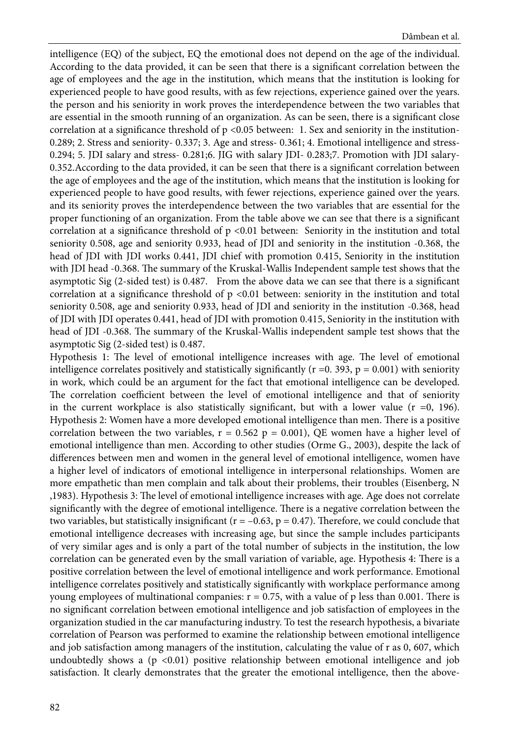intelligence (EQ) of the subject, EQ the emotional does not depend on the age of the individual. According to the data provided, it can be seen that there is a significant correlation between the age of employees and the age in the institution, which means that the institution is looking for experienced people to have good results, with as few rejections, experience gained over the years. the person and his seniority in work proves the interdependence between the two variables that are essential in the smooth running of an organization. As can be seen, there is a significant close correlation at a significance threshold of $p < 0.05$ between: 1. Sex and seniority in the institution- 0.289; 2. Stress and seniority- 0.337; 3. Age and stress- 0.361; 4. Emotional intelligence and stress- 0.294; 5. JDI salary and stress- 0.281;6. JIG with salary JDI- 0.283;7. Promotion with JDI salary- 0.352.According to the data provided, it can be seen that there is a significant correlation between the age of employees and the age of the institution, which means that the institution is looking for experienced people to have good results, with fewer rejections, experience gained over the years. and its seniority proves the interdependence between the two variables that are essential for the proper functioning of an organization. From the table above we can see that there is a significant correlation at a significance threshold of $p < 0.01$ between: Seniority in the institution and total seniority 0.508, age and seniority 0.933, head of JDI and seniority in the institution -0.368, the head of JDI with JDI works 0.441, JDI chief with promotion 0.415, Seniority in the institution with JDI head -0.368. The summary of the Kruskal-Wallis Independent sample test shows that the asymptotic Sig (2-sided test) is 0.487. From the above data we can see that there is a significant correlation at a significance threshold of $p < 0.01$ between: seniority in the institution and total seniority 0.508, age and seniority 0.933, head of JDI and seniority in the institution -0.368, head of JDI with JDI operates 0.441, head of JDI with promotion 0.415, Seniority in the institution with head of JDI -0.368. The summary of the Kruskal-Wallis independent sample test shows that the asymptotic Sig (2-sided test) is 0.487.

Hypothesis 1: The level of emotional intelligence increases with age. The level of emotional intelligence correlates positively and statistically significantly ($r = 0.393$, $p = 0.001$) with seniority in work, which could be an argument for the fact that emotional intelligence can be developed. The correlation coefficient between the level of emotional intelligence and that of seniority in the current workplace is also statistically significant, but with a lower value ($r = 0, 196$). Hypothesis 2: Women have a more developed emotional intelligence than men. There is a positive correlation between the two variables, $r = 0.562$ $p = 0.001$), QE women have a higher level of emotional intelligence than men. According to other studies (Orme G., 2003), despite the lack of differences between men and women in the general level of emotional intelligence, women have a higher level of indicators of emotional intelligence in interpersonal relationships. Women are more empathetic than men complain and talk about their problems, their troubles (Eisenberg, N ,1983). Hypothesis 3: The level of emotional intelligence increases with age. Age does not correlate significantly with the degree of emotional intelligence. There is a negative correlation between the two variables, but statistically insignificant ($r = -0.63$, $p = 0.47$). Therefore, we could conclude that emotional intelligence decreases with increasing age, but since the sample includes participants of very similar ages and is only a part of the total number of subjects in the institution, the low correlation can be generated even by the small variation of variable, age. Hypothesis 4: There is a positive correlation between the level of emotional intelligence and work performance. Emotional intelligence correlates positively and statistically significantly with workplace performance among young employees of multinational companies: $r = 0.75$, with a value of p less than 0.001. There is no significant correlation between emotional intelligence and job satisfaction of employees in the organization studied in the car manufacturing industry. To test the research hypothesis, a bivariate correlation of Pearson was performed to examine the relationship between emotional intelligence and job satisfaction among managers of the institution, calculating the value of r as 0, 607, which undoubtedly shows a ($p < 0.01$) positive relationship between emotional intelligence and job satisfaction. It clearly demonstrates that the greater the emotional intelligence, then the above-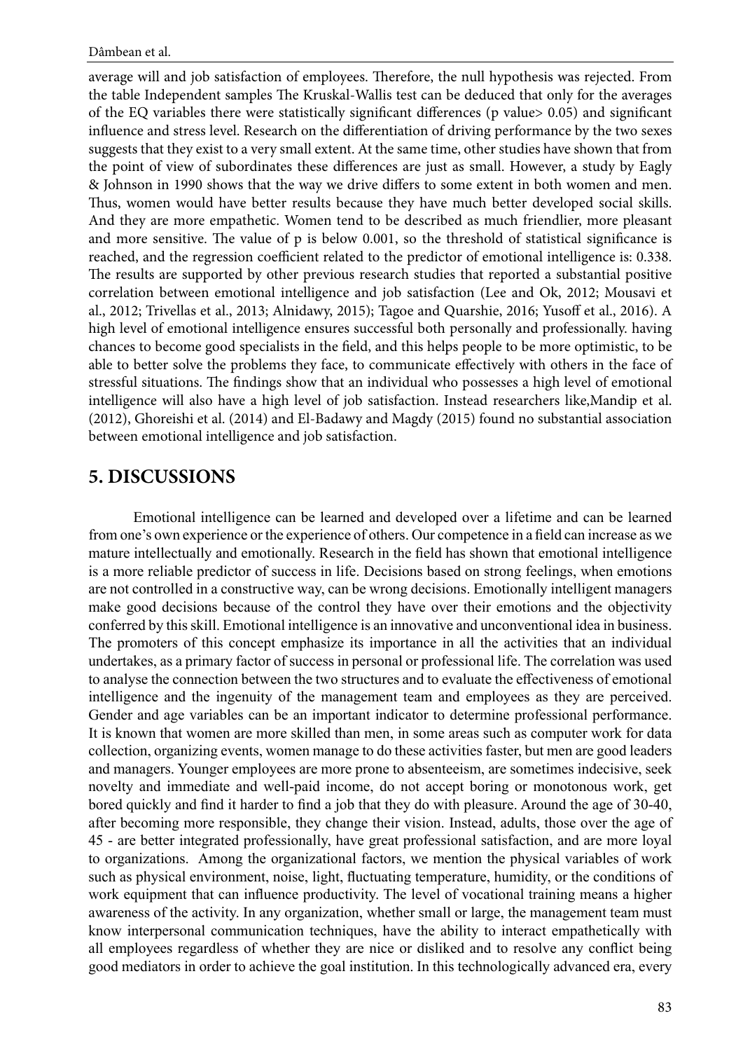average will and job satisfaction of employees. Therefore, the null hypothesis was rejected. From the table Independent samples The Kruskal-Wallis test can be deduced that only for the averages of the EQ variables there were statistically significant differences (p value> 0.05) and significant influence and stress level. Research on the differentiation of driving performance by the two sexes suggests that they exist to a very small extent. At the same time, other studies have shown that from the point of view of subordinates these differences are just as small. However, a study by Eagly & Johnson in 1990 shows that the way we drive differs to some extent in both women and men. Thus, women would have better results because they have much better developed social skills. And they are more empathetic. Women tend to be described as much friendlier, more pleasant and more sensitive. The value of p is below 0.001, so the threshold of statistical significance is reached, and the regression coefficient related to the predictor of emotional intelligence is: 0.338. The results are supported by other previous research studies that reported a substantial positive correlation between emotional intelligence and job satisfaction (Lee and Ok, 2012; Mousavi et al., 2012; Trivellas et al., 2013; Alnidawy, 2015); Tagoe and Quarshie, 2016; Yusoff et al., 2016). A high level of emotional intelligence ensures successful both personally and professionally. having chances to become good specialists in the field, and this helps people to be more optimistic, to be able to better solve the problems they face, to communicate effectively with others in the face of stressful situations. The findings show that an individual who possesses a high level of emotional intelligence will also have a high level of job satisfaction. Instead researchers like,Mandip et al. (2012), Ghoreishi et al. (2014) and El-Badawy and Magdy (2015) found no substantial association between emotional intelligence and job satisfaction.

## 5. DISCUSSIONS

Emotional intelligence can be learned and developed over a lifetime and can be learned from one's own experience or the experience of others. Our competence in a field can increase as we mature intellectually and emotionally. Research in the field has shown that emotional intelligence is a more reliable predictor of success in life. Decisions based on strong feelings, when emotions are not controlled in a constructive way, can be wrong decisions. Emotionally intelligent managers make good decisions because of the control they have over their emotions and the objectivity conferred by this skill. Emotional intelligence is an innovative and unconventional idea in business. The promoters of this concept emphasize its importance in all the activities that an individual undertakes, as a primary factor of success in personal or professional life. The correlation was used to analyse the connection between the two structures and to evaluate the effectiveness of emotional intelligence and the ingenuity of the management team and employees as they are perceived. Gender and age variables can be an important indicator to determine professional performance. It is known that women are more skilled than men, in some areas such as computer work for data collection, organizing events, women manage to do these activities faster, but men are good leaders and managers. Younger employees are more prone to absenteeism, are sometimes indecisive, seek novelty and immediate and well-paid income, do not accept boring or monotonous work, get bored quickly and find it harder to find a job that they do with pleasure. Around the age of 30-40, after becoming more responsible, they change their vision. Instead, adults, those over the age of 45 - are better integrated professionally, have great professional satisfaction, and are more loyal to organizations. Among the organizational factors, we mention the physical variables of work such as physical environment, noise, light, fluctuating temperature, humidity, or the conditions of work equipment that can influence productivity. The level of vocational training means a higher awareness of the activity. In any organization, whether small or large, the management team must know interpersonal communication techniques, have the ability to interact empathetically with all employees regardless of whether they are nice or disliked and to resolve any conflict being good mediators in order to achieve the goal institution. In this technologically advanced era, every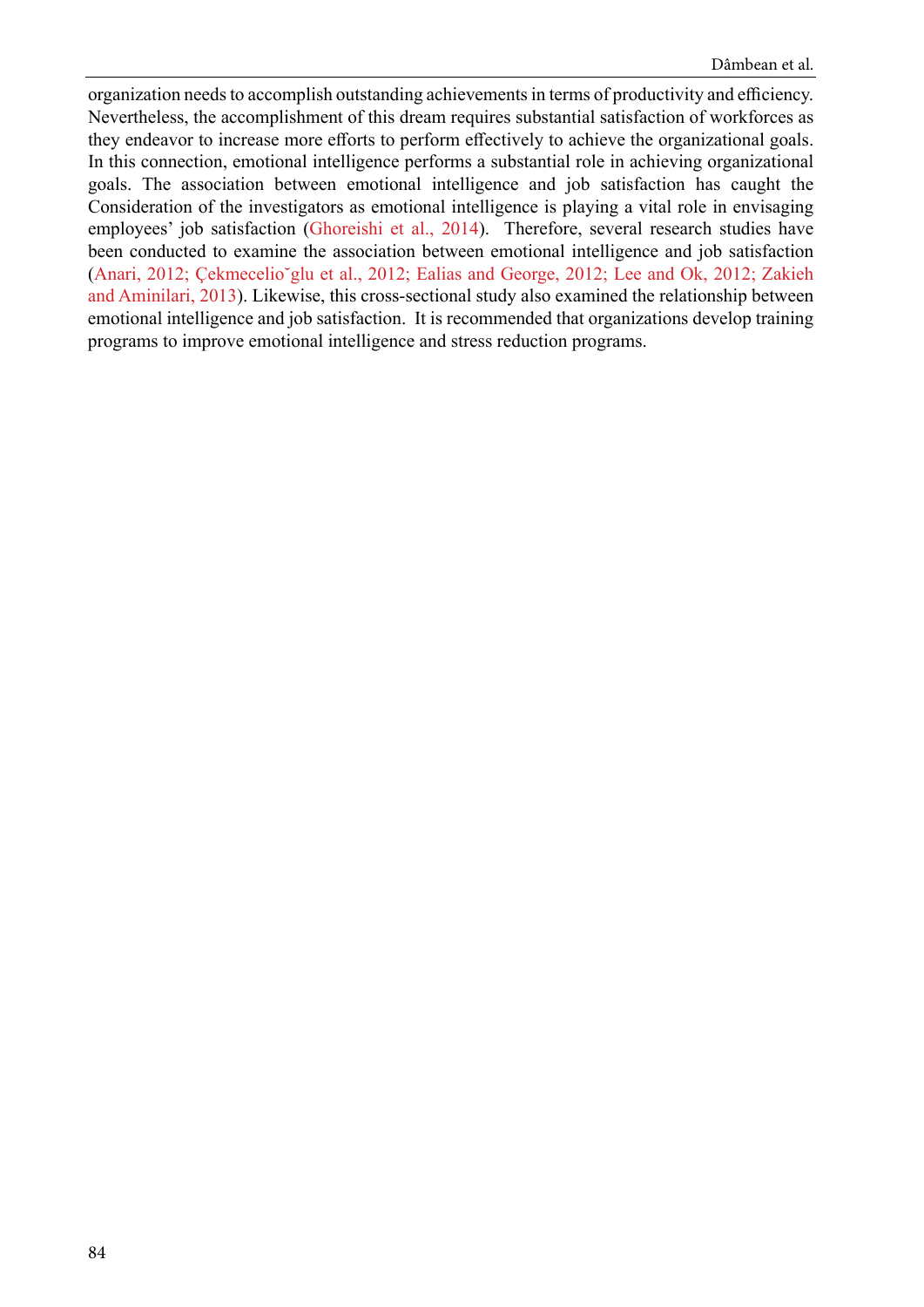organization needs to accomplish outstanding achievements in terms of productivity and efficiency. Nevertheless, the accomplishment of this dream requires substantial satisfaction of workforces as they endeavor to increase more efforts to perform effectively to achieve the organizational goals. In this connection, emotional intelligence performs a substantial role in achieving organizational goals. The association between emotional intelligence and job satisfaction has caught the Consideration of the investigators as emotional intelligence is playing a vital role in envisaging employees' job satisfaction (Ghoreishi et al., 2014). Therefore, several research studies have been conducted to examine the association between emotional intelligence and job satisfaction (Anari, 2012; Çekmecelioˇglu et al., 2012; Ealias and George, 2012; Lee and Ok, 2012; Zakieh and Aminilari, 2013). Likewise, this cross-sectional study also examined the relationship between emotional intelligence and job satisfaction. It is recommended that organizations develop training programs to improve emotional intelligence and stress reduction programs.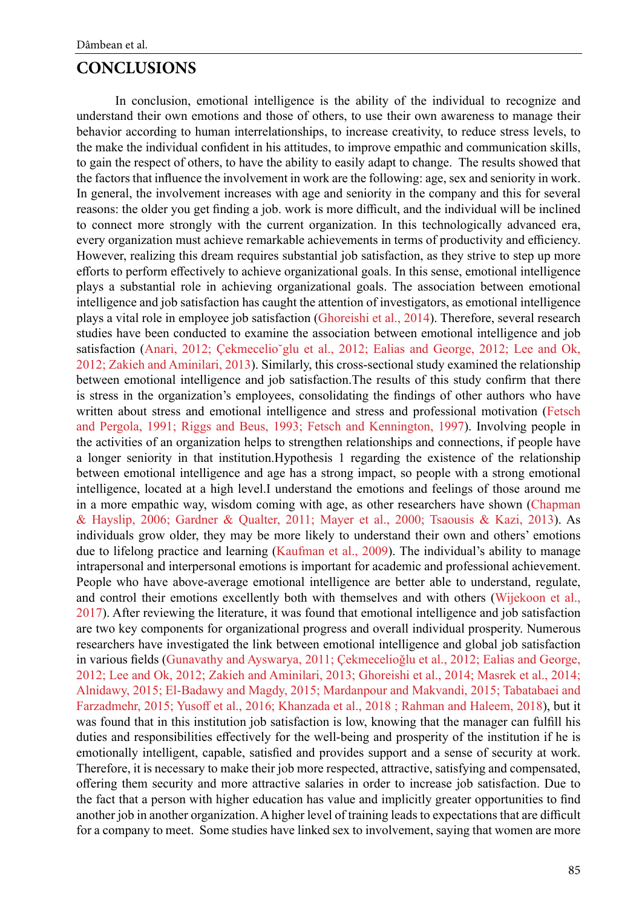## CONCLUSIONS

In conclusion, emotional intelligence is the ability of the individual to recognize and understand their own emotions and those of others, to use their own awareness to manage their behavior according to human interrelationships, to increase creativity, to reduce stress levels, to the make the individual confident in his attitudes, to improve empathic and communication skills, to gain the respect of others, to have the ability to easily adapt to change. The results showed that the factors that influence the involvement in work are the following: age, sex and seniority in work. In general, the involvement increases with age and seniority in the company and this for several reasons: the older you get finding a job. work is more difficult, and the individual will be inclined to connect more strongly with the current organization. In this technologically advanced era, every organization must achieve remarkable achievements in terms of productivity and efficiency. However, realizing this dream requires substantial job satisfaction, as they strive to step up more efforts to perform effectively to achieve organizational goals. In this sense, emotional intelligence plays a substantial role in achieving organizational goals. The association between emotional intelligence and job satisfaction has caught the attention of investigators, as emotional intelligence plays a vital role in employee job satisfaction (Ghoreishi et al., 2014). Therefore, several research studies have been conducted to examine the association between emotional intelligence and job satisfaction (Anari, 2012; Çekmecelio˘glu et al., 2012; Ealias and George, 2012; Lee and Ok, 2012; Zakieh and Aminilari, 2013). Similarly, this cross-sectional study examined the relationship between emotional intelligence and job satisfaction.The results of this study confirm that there is stress in the organization's employees, consolidating the findings of other authors who have written about stress and emotional intelligence and stress and professional motivation (Fetsch and Pergola, 1991; Riggs and Beus, 1993; Fetsch and Kennington, 1997). Involving people in the activities of an organization helps to strengthen relationships and connections, if people have a longer seniority in that institution.Hypothesis 1 regarding the existence of the relationship between emotional intelligence and age has a strong impact, so people with a strong emotional intelligence, located at a high level.I understand the emotions and feelings of those around me in a more empathic way, wisdom coming with age, as other researchers have shown (Chapman & Hayslip, 2006; Gardner & Qualter, 2011; Mayer et al., 2000; Tsaousis & Kazi, 2013). As individuals grow older, they may be more likely to understand their own and others' emotions due to lifelong practice and learning (Kaufman et al., 2009). The individual's ability to manage intrapersonal and interpersonal emotions is important for academic and professional achievement. People who have above-average emotional intelligence are better able to understand, regulate, and control their emotions excellently both with themselves and with others (Wijekoon et al., 2017). After reviewing the literature, it was found that emotional intelligence and job satisfaction are two key components for organizational progress and overall individual prosperity. Numerous researchers have investigated the link between emotional intelligence and global job satisfaction in various fields (Gunavathy and Ayswarya, 2011; Çekmecelioğlu et al., 2012; Ealias and George, 2012; Lee and Ok, 2012; Zakieh and Aminilari, 2013; Ghoreishi et al., 2014; Masrek et al., 2014; Alnidawy, 2015; El-Badawy and Magdy, 2015; Mardanpour and Makvandi, 2015; Tabatabaei and Farzadmehr, 2015; Yusoff et al., 2016; Khanzada et al., 2018 ; Rahman and Haleem, 2018), but it was found that in this institution job satisfaction is low, knowing that the manager can fulfill his duties and responsibilities effectively for the well-being and prosperity of the institution if he is emotionally intelligent, capable, satisfied and provides support and a sense of security at work. Therefore, it is necessary to make their job more respected, attractive, satisfying and compensated, offering them security and more attractive salaries in order to increase job satisfaction. Due to the fact that a person with higher education has value and implicitly greater opportunities to find another job in another organization. A higher level of training leads to expectations that are difficult for a company to meet. Some studies have linked sex to involvement, saying that women are more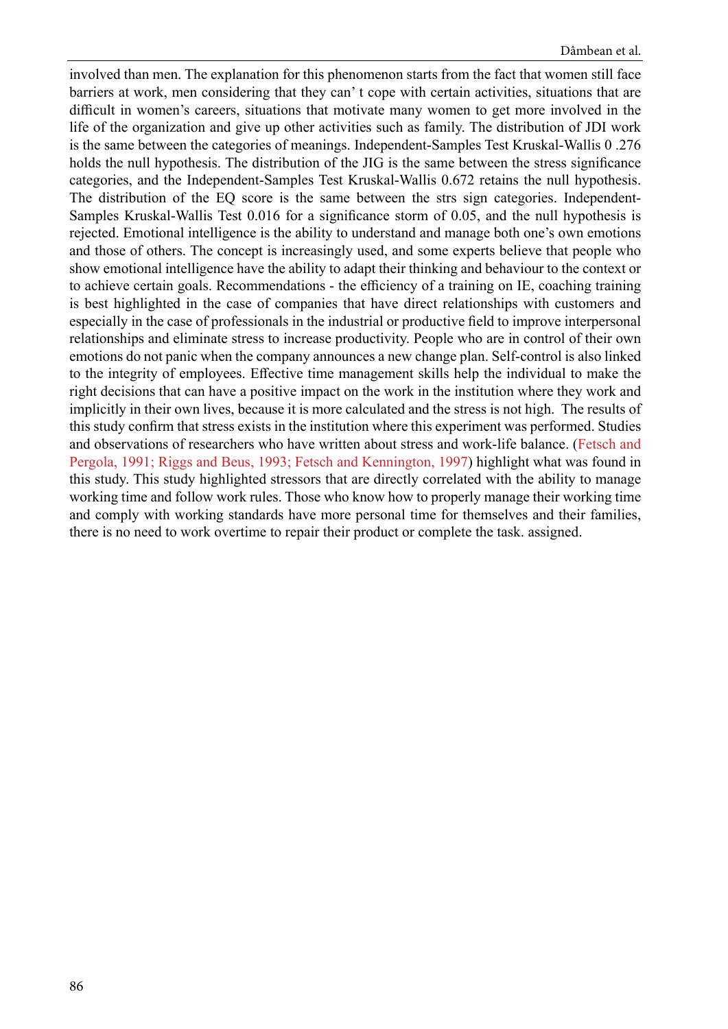involved than men. The explanation for this phenomenon starts from the fact that women still face barriers at work, men considering that they can' t cope with certain activities, situations that are difficult in women's careers, situations that motivate many women to get more involved in the life of the organization and give up other activities such as family. The distribution of JDI work is the same between the categories of meanings. Independent-Samples Test Kruskal-Wallis 0 .276 holds the null hypothesis. The distribution of the JIG is the same between the stress significance categories, and the Independent-Samples Test Kruskal-Wallis 0.672 retains the null hypothesis. The distribution of the EQ score is the same between the strs sign categories. Independent-Samples Kruskal-Wallis Test 0.016 for a significance storm of 0.05, and the null hypothesis is rejected. Emotional intelligence is the ability to understand and manage both one's own emotions and those of others. The concept is increasingly used, and some experts believe that people who show emotional intelligence have the ability to adapt their thinking and behaviour to the context or to achieve certain goals. Recommendations - the efficiency of a training on IE, coaching training is best highlighted in the case of companies that have direct relationships with customers and especially in the case of professionals in the industrial or productive field to improve interpersonal relationships and eliminate stress to increase productivity. People who are in control of their own emotions do not panic when the company announces a new change plan. Self-control is also linked to the integrity of employees. Effective time management skills help the individual to make the right decisions that can have a positive impact on the work in the institution where they work and implicitly in their own lives, because it is more calculated and the stress is not high. The results of this study confirm that stress exists in the institution where this experiment was performed. Studies and observations of researchers who have written about stress and work-life balance. (Fetsch and Pergola, 1991; Riggs and Beus, 1993; Fetsch and Kennington, 1997) highlight what was found in this study. This study highlighted stressors that are directly correlated with the ability to manage working time and follow work rules. Those who know how to properly manage their working time and comply with working standards have more personal time for themselves and their families, there is no need to work overtime to repair their product or complete the task. assigned.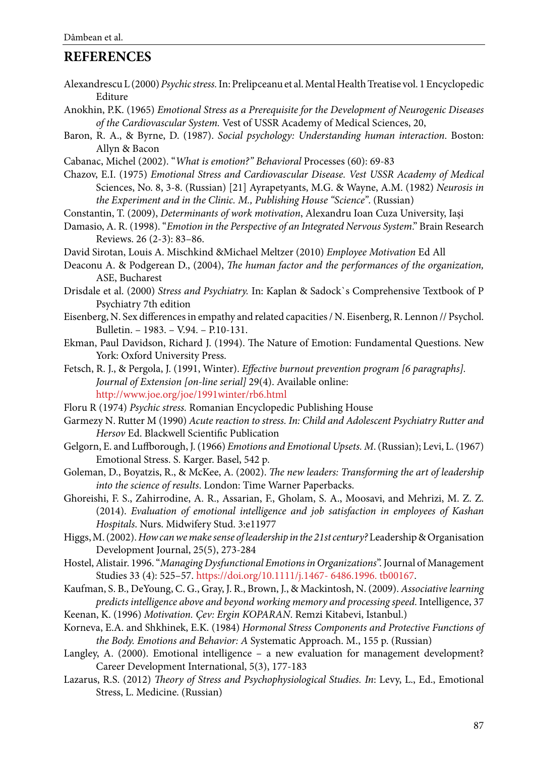## REFERENCES

Alexandrescu L (2000) *Psychic stress.* In: Prelipceanu et al. Mental Health Treatise vol. 1 Encyclopedic Editure

Anokhin, P.K. (1965) *Emotional Stress as a Prerequisite for the Development of Neurogenic Diseases of the Cardiovascular System.* Vest of USSR Academy of Medical Sciences, 20,

Baron, R. A., & Byrne, D. (1987). *Social psychology: Understanding human interaction*. Boston: Allyn & Bacon

Cabanac, Michel (2002). "*What is emotion?" Behavioral* Processes (60): 69-83

Chazov, E.I. (1975) *Emotional Stress and Cardiovascular Disease. Vest USSR Academy of Medical* Sciences, No. 8, 3-8. (Russian) [21] Ayrapetyants, M.G. & Wayne, A.M. (1982) *Neurosis in the Experiment and in the Clinic. M., Publishing House "Science".* (Russian)

Constantin, T. (2009), *Determinants of work motivation*, Alexandru Ioan Cuza University, Iași

Damasio, A. R. (1998). "*Emotion in the Perspective of an Integrated Nervous System*." Brain Research Reviews. 26 (2-3): 83–86.

David Sirotan, Louis A. Mischkind &Michael Meltzer (2010) *Employee Motivation* Ed All

Deaconu A. & Podgerean D., (2004), *The human factor and the performances of the organization,* ASE, Bucharest

Drisdale et al. (2000) *Stress and Psychiatry.* In: Kaplan & Sadock`s Comprehensive Textbook of P Psychiatry 7th edition

Eisenberg, N. Sex differences in empathy and related capacities / N. Eisenberg, R. Lennon // Psychol. Bulletin. – 1983. – V.94. – P.10-131.

Ekman, Paul Davidson, Richard J. (1994). The Nature of Emotion: Fundamental Questions. New York: Oxford University Press.

Fetsch, R. J., & Pergola, J. (1991, Winter). *Effective burnout prevention program [6 paragraphs]. Journal of Extension [on-line serial]* 29(4). Available online: http://www.joe.org/joe/1991winter/rb6.html

Floru R (1974) *Psychic stress.* Romanian Encyclopedic Publishing House

Garmezy N. Rutter M (1990) *Acute reaction to stress. In: Child and Adolescent Psychiatry Rutter and Hersov* Ed. Blackwell Scientific Publication

Gelgorn, E. and Luffborough, J. (1966) *Emotions and Emotional Upsets. M*. (Russian); Levi, L. (1967) Emotional Stress. S. Karger. Basel, 542 p.

Goleman, D., Boyatzis, R., & McKee, A. (2002). *The new leaders: Transforming the art of leadership into the science of results*. London: Time Warner Paperbacks.

Ghoreishi, F. S., Zahirrodine, A. R., Assarian, F., Gholam, S. A., Moosavi, and Mehrizi, M. Z. Z. (2014). *Evaluation of emotional intelligence and job satisfaction in employees of Kashan Hospitals*. Nurs. Midwifery Stud. 3:e11977

Higgs, M. (2002). *How can we make sense of leadership in the 21st century?* Leadership & Organisation Development Journal, 25(5), 273-284

Hostel, Alistair. 1996. "*Managing Dysfunctional Emotions in Organizations*". Journal of Management Studies 33 (4): 525–57. https://doi.org/10.1111/j.1467- 6486.1996. tb00167.

Kaufman, S. B., DeYoung, C. G., Gray, J. R., Brown, J., & Mackintosh, N. (2009). *Associative learning predicts intelligence above and beyond working memory and processing speed*. Intelligence, 37

Keenan, K. (1996) *Motivation. Çev: Ergin KOPARAN*. Remzi Kitabevi, Istanbul.)

Korneva, E.A. and Shkhinek, E.K. (1984) *Hormonal Stress Components and Protective Functions of the Body. Emotions and Behavior: A* Systematic Approach. M., 155 p. (Russian)

Langley, A. (2000). Emotional intelligence – a new evaluation for management development? Career Development International, 5(3), 177-183

Lazarus, R.S. (2012) *Theory of Stress and Psychophysiological Studies. In*: Levy, L., Ed., Emotional Stress, L. Medicine. (Russian)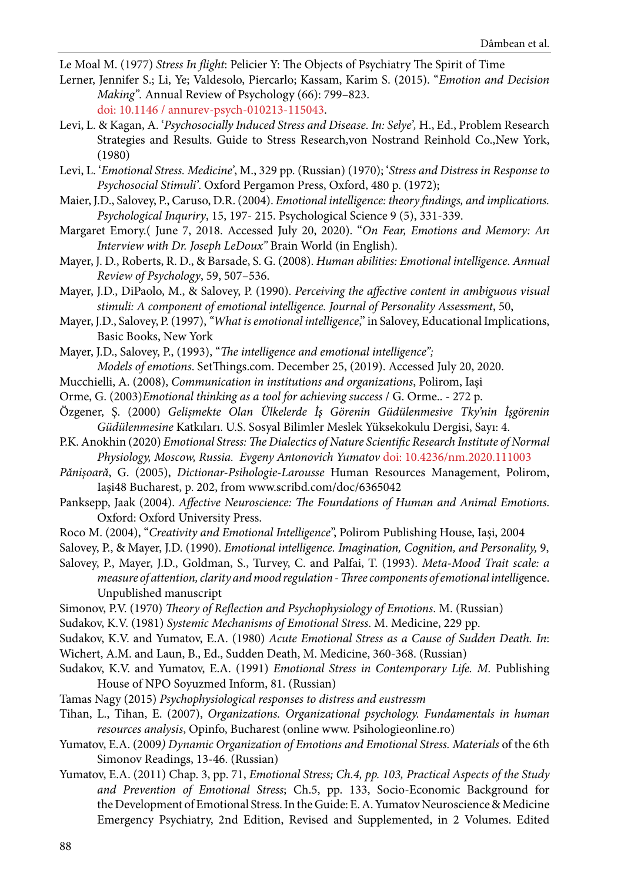Le Moal M. (1977) *Stress In flight*: Pelicier Y: The Objects of Psychiatry The Spirit of Time

Lerner, Jennifer S.; Li, Ye; Valdesolo, Piercarlo; Kassam, Karim S. (2015). "*Emotion and Decision Making*". Annual Review of Psychology (66): 799–823. doi: 10.1146 / annurev-psych-010213-115043.

Levi, L. & Kagan, A. '*Psychosocially Induced Stress and Disease. In: Selye*', H., Ed., Problem Research Strategies and Results. Guide to Stress Research,von Nostrand Reinhold Co.,New York, (1980)

Levi, L. '*Emotional Stress. Medicine*', M., 329 pp. (Russian) (1970); '*Stress and Distress in Response to Psychosocial Stimuli*'. Oxford Pergamon Press, Oxford, 480 p. (1972);

Maier, J.D., Salovey, P., Caruso, D.R. (2004). *Emotional intelligence: theory findings, and implications. Psychological Inqurity*, 15, 197- 215. Psychological Science 9 (5), 331-339.

Margaret Emory.( June 7, 2018. Accessed July 20, 2020). "*On Fear, Emotions and Memory: An Interview with Dr. Joseph LeDoux*" Brain World (in English).

Mayer, J. D., Roberts, R. D., & Barsade, S. G. (2008). *Human abilities: Emotional intelligence. Annual Review of Psychology*, 59, 507–536.

Mayer, J.D., DiPaolo, M., & Salovey, P. (1990). *Perceiving the affective content in ambiguous visual stimuli: A component of emotional intelligence. Journal of Personality Assessment*, 50,

Mayer, J.D., Salovey, P. (1997), *"What is emotional intelligence*," in Salovey, Educational Implications, Basic Books, New York

Mayer, J.D., Salovey, P., (1993), "*The intelligence and emotional intelligence";*
*Models of emotions*. SetThings.com. December 25, (2019). Accessed July 20, 2020.

Mucchielli, A. (2008), *Communication in institutions and organizations*, Polirom, Iași

Orme, G. (2003)*Emotional thinking as a tool for achieving success* / G. Orme.. - 272 p.

Özgener, Ş. (2000) *Gelişmekte Olan Ülkelerde İş Görenin Güdülenmesive Tky'nin İşgörenin Güdülenmesine* Katkıları. U.S. Sosyal Bilimler Meslek Yüksekokulu Dergisi, Sayı: 4.

P.K. Anokhin (2020) *Emotional Stress: The Dialectics of Nature Scientific Research Institute of Normal Physiology, Moscow, Russia. Evgeny Antonovich Yumatov* doi: 10.4236/nm.2020.111003

*Pănișoară*, G. (2005), *Dictionar-Psihologie-Larousse* Human Resources Management, Polirom, Iași48 Bucharest, p. 202, from www.scribd.com/doc/6365042

Panksepp, Jaak (2004). *Affective Neuroscience: The Foundations of Human and Animal Emotions*. Oxford: Oxford University Press.

Roco M. (2004), "*Creativity and Emotional Intelligence*", Polirom Publishing House, Iași, 2004

Salovey, P., & Mayer, J.D. (1990). *Emotional intelligence. Imagination, Cognition, and Personality,* 9,

Salovey, P., Mayer, J.D., Goldman, S., Turvey, C. and Palfai, T. (1993). *Meta-Mood Trait scale: a measure of attention, clarity and mood regulation - Three components of emotional intelli*gence. Unpublished manuscript

Simonov, P.V. (1970) *Theory of Reflection and Psychophysiology of Emotions*. M. (Russian)

Sudakov, K.V. (1981) *Systemic Mechanisms of Emotional Stress*. M. Medicine, 229 pp.

Sudakov, K.V. and Yumatov, E.A. (1980) *Acute Emotional Stress as a Cause of Sudden Death. In*: Wichert, A.M. and Laun, B., Ed., Sudden Death, M. Medicine, 360-368. (Russian)

Sudakov, K.V. and Yumatov, E.A. (1991) *Emotional Stress in Contemporary Life. M.* Publishing House of NPO Soyuzmed Inform, 81. (Russian)

Tamas Nagy (2015) *Psychophysiological responses to distress and eustressm*

Tihan, L., Tihan, E. (2007), *Organizations. Organizational psychology. Fundamentals in human resources analysis*, Opinfo, Bucharest (online www. Psihologieonline.ro)

Yumatov, E.A. (2009*) Dynamic Organization of Emotions and Emotional Stress. Materials* of the 6th Simonov Readings, 13-46. (Russian)

Yumatov, E.A. (2011) Chap. 3, pp. 71, *Emotional Stress; Ch.4, pp. 103, Practical Aspects of the Study and Prevention of Emotional Stress*; Ch.5, pp. 133, Socio-Economic Background for the Development of Emotional Stress. In the Guide: E. A. Yumatov Neuroscience & Medicine Emergency Psychiatry, 2nd Edition, Revised and Supplemented, in 2 Volumes. Edited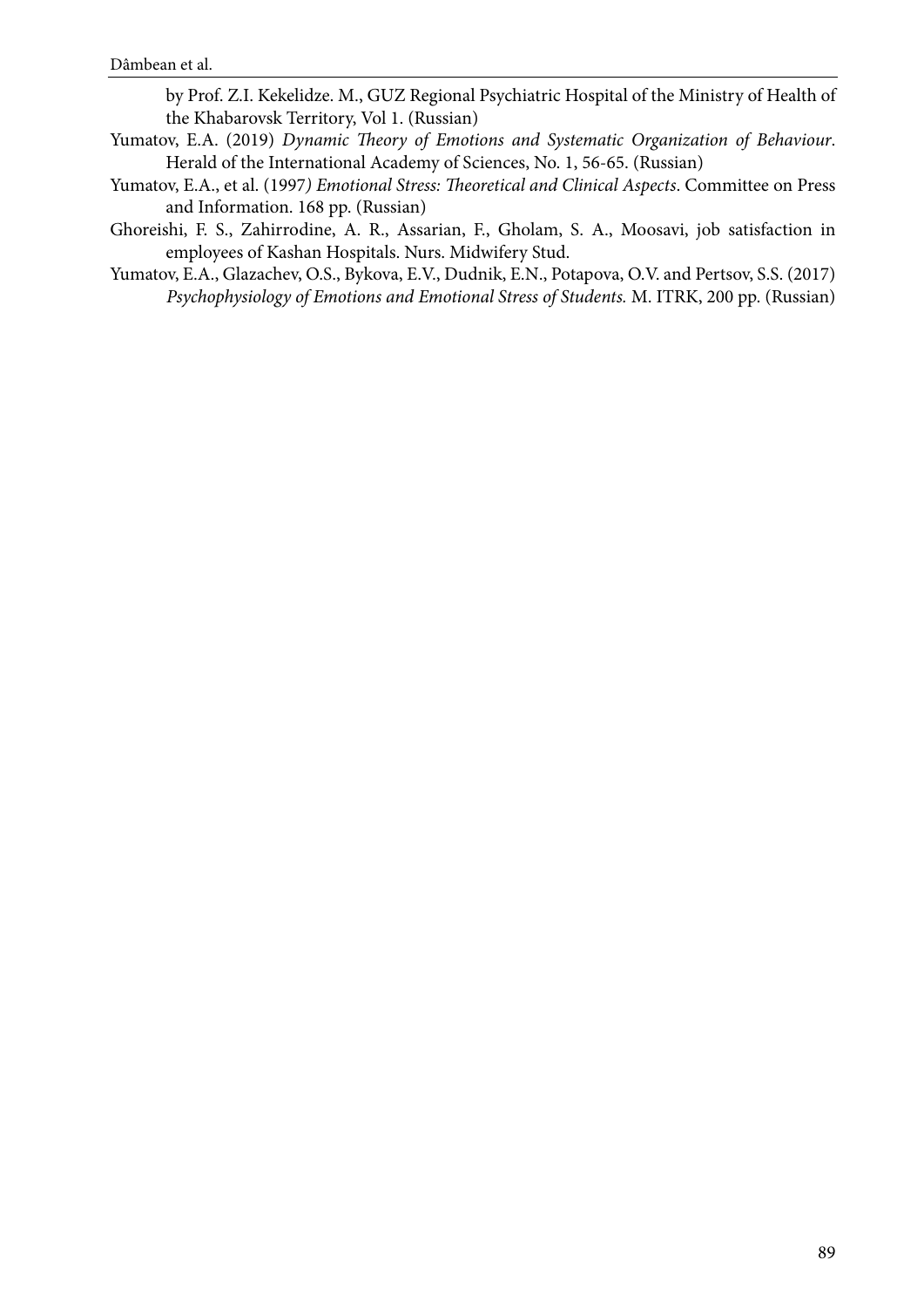by Prof. Z.I. Kekelidze. M., GUZ Regional Psychiatric Hospital of the Ministry of Health of the Khabarovsk Territory, Vol 1. (Russian)

Yumatov, E.A. (2019) *Dynamic Theory of Emotions and Systematic Organization of Behaviour*. Herald of the International Academy of Sciences, No. 1, 56-65. (Russian)

Yumatov, E.A., et al. (1997*) Emotional Stress: Theoretical and Clinical Aspects*. Committee on Press and Information. 168 pp. (Russian)

Ghoreishi, F. S., Zahirrodine, A. R., Assarian, F., Gholam, S. A., Moosavi, job satisfaction in employees of Kashan Hospitals. Nurs. Midwifery Stud.

Yumatov, E.A., Glazachev, O.S., Bykova, E.V., Dudnik, E.N., Potapova, O.V. and Pertsov, S.S. (2017) *Psychophysiology of Emotions and Emotional Stress of Students.* M. ITRK, 200 pp. (Russian)